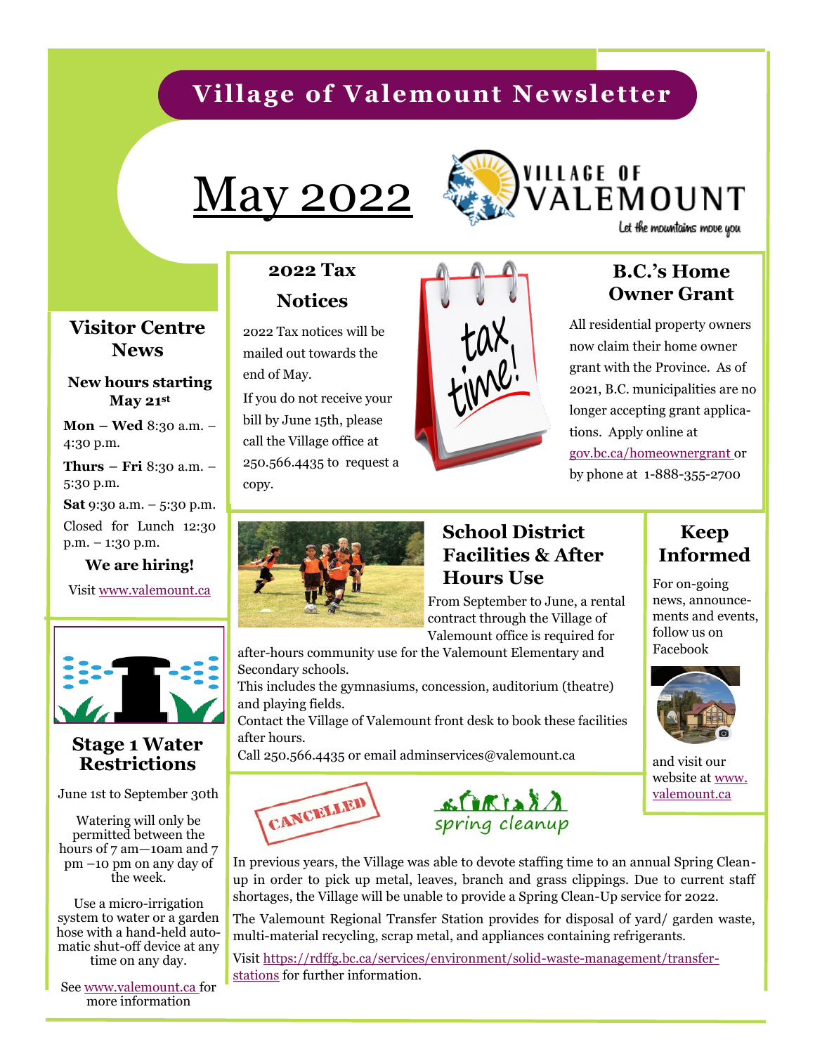# Village of Valemount Newsletter

# May 2022

VILLAGE OF VALEMOUNT

*Let the mountains move you*

## Visitor Centre News

**New hours starting May 21st**

**Mon – Wed** 8:30 a.m. – 4:30 p.m.

**Thurs – Fri** 8:30 a.m. – 5:30 p.m.

**Sat** 9:30 a.m. – 5:30 p.m.

Closed for Lunch 12:30 p.m. – 1:30 p.m.

**We are hiring!**

Visit www.valemount.ca

## Stage 1 Water Restrictions

June 1st to September 30th

Watering will only be permitted between the hours of 7 am—10am and 7 pm –10 pm on any day of the week.

Use a micro-irrigation system to water or a garden hose with a hand-held automatic shut-off device at any time on any day.

See www.valemount.ca for more information

## 2022 Tax Notices

2022 Tax notices will be mailed out towards the end of May.

If you do not receive your bill by June 15th, please call the Village office at 250.566.4435 to request a copy.

## B.C.'s Home Owner Grant

All residential property owners now claim their home owner grant with the Province. As of 2021, B.C. municipalities are no longer accepting grant applications. Apply online at gov.bc.ca/homeownergrant or by phone at 1-888-355-2700

## School District Facilities & After Hours Use

From September to June, a rental contract through the Village of Valemount office is required for after-hours community use for the Valemount Elementary and Secondary schools.

This includes the gymnasiums, concession, auditorium (theatre) and playing fields.

Contact the Village of Valemount front desk to book these facilities after hours.

Call 250.566.4435 or email adminservices@valemount.ca

## Keep Informed

For on-going news, announcements and events, follow us on Facebook

and visit our website at www.valemount.ca

## CANCELLED spring cleanup

In previous years, the Village was able to devote staffing time to an annual Spring Clean-up in order to pick up metal, leaves, branch and grass clippings. Due to current staff shortages, the Village will be unable to provide a Spring Clean-Up service for 2022.

The Valemount Regional Transfer Station provides for disposal of yard/ garden waste, multi-material recycling, scrap metal, and appliances containing refrigerants.

Visit https://rdffg.bc.ca/services/environment/solid-waste-management/transfer-stations for further information.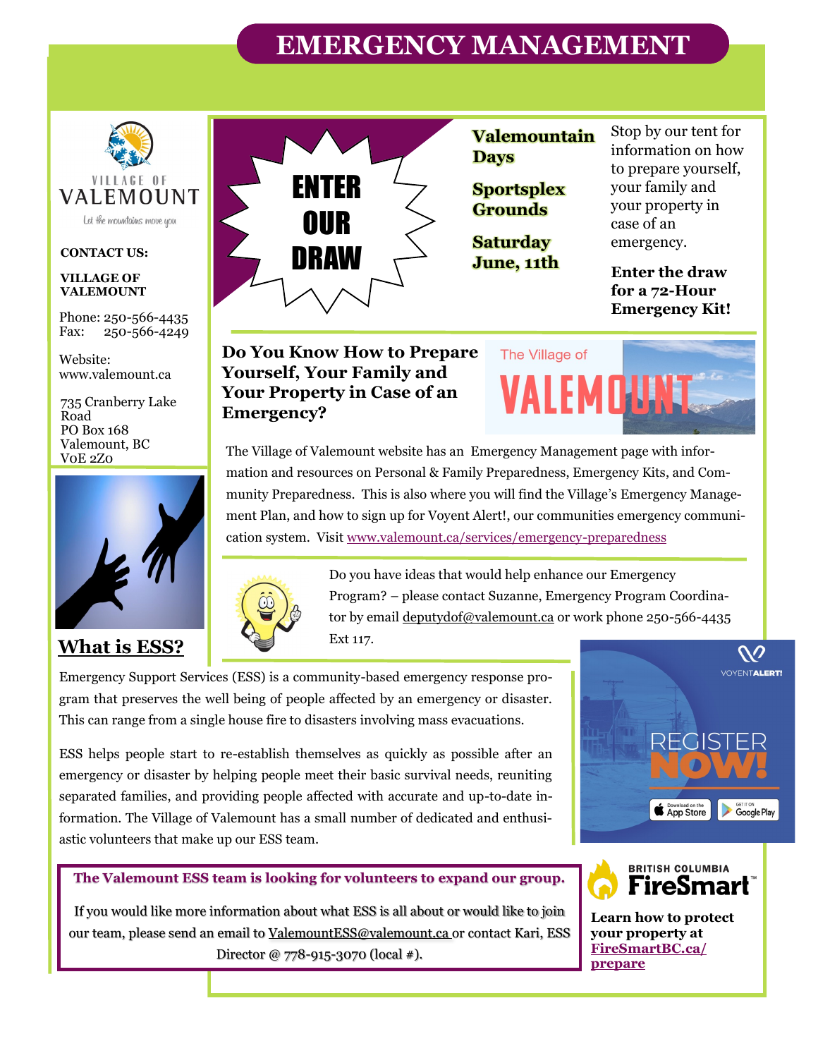# EMERGENCY MANAGEMENT

VILLAGE OF VALEMOUNT

Let the mountains move you

**CONTACT US:**

**VILLAGE OF VALEMOUNT**

Phone: 250-566-4435
Fax: 250-566-4249

Website:
www.valemount.ca

735 Cranberry Lake Road
PO Box 168
Valemount, BC
V0E 2Z0

**ENTER OUR DRAW**

**Valemountain Days**

**Sportsplex Grounds**

**Saturday June, 11th**

Stop by our tent for information on how to prepare yourself, your family and your property in case of an emergency.

**Enter the draw for a 72-Hour Emergency Kit!**

## Do You Know How to Prepare Yourself, Your Family and Your Property in Case of an Emergency?

The Village of VALEMOUNT

The Village of Valemount website has an Emergency Management page with information and resources on Personal & Family Preparedness, Emergency Kits, and Community Preparedness. This is also where you will find the Village's Emergency Management Plan, and how to sign up for Voyent Alert!, our communities emergency communication system. Visit www.valemount.ca/services/emergency-preparedness

Do you have ideas that would help enhance our Emergency Program? – please contact Suzanne, Emergency Program Coordinator by email deputydof@valemount.ca or work phone 250-566-4435 Ext 117.

## What is ESS?

Emergency Support Services (ESS) is a community-based emergency response program that preserves the well being of people affected by an emergency or disaster. This can range from a single house fire to disasters involving mass evacuations.

ESS helps people start to re-establish themselves as quickly as possible after an emergency or disaster by helping people meet their basic survival needs, reuniting separated families, and providing people affected with accurate and up-to-date information. The Village of Valemount has a small number of dedicated and enthusiastic volunteers that make up our ESS team.

**The Valemount ESS team is looking for volunteers to expand our group.**

If you would like more information about what ESS is all about or would like to join our team, please send an email to ValemountESS@valemount.ca or contact Kari, ESS Director @ 778-915-3070 (local #).

VOYENTALERT!

REGISTER NOW!

Download on the App Store | GET IT ON Google Play

BRITISH COLUMBIA FireSmart™

**Learn how to protect your property at FireSmartBC.ca/prepare**